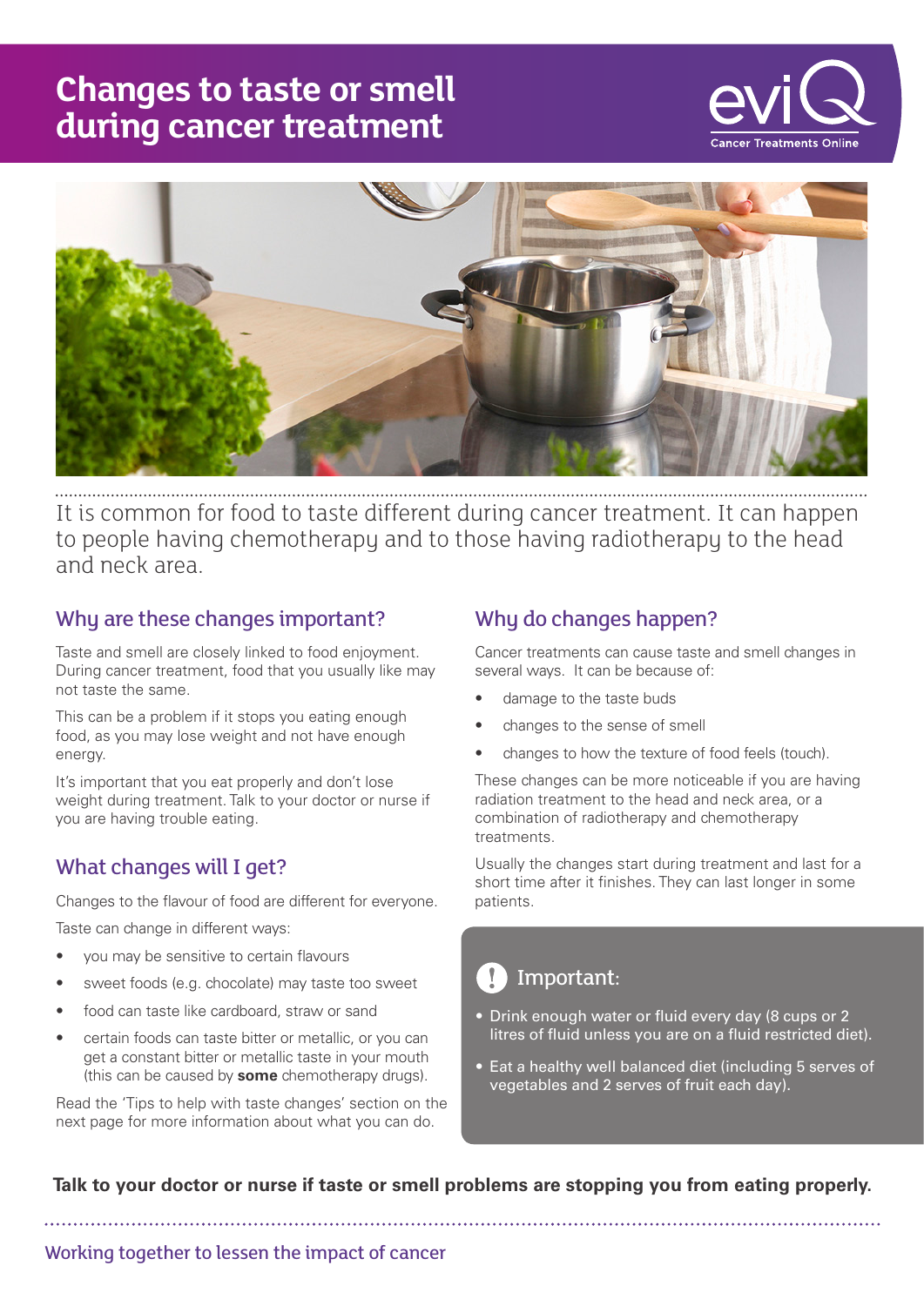# Changes to taste or smell during cancer treatment

eviQ Cancer Treatments Online

It is common for food to taste different during cancer treatment. It can happen to people having chemotherapy and to those having radiotherapy to the head and neck area.

## Why are these changes important?

Taste and smell are closely linked to food enjoyment. During cancer treatment, food that you usually like may not taste the same.

This can be a problem if it stops you eating enough food, as you may lose weight and not have enough energy.

It's important that you eat properly and don't lose weight during treatment. Talk to your doctor or nurse if you are having trouble eating.

## What changes will I get?

Changes to the flavour of food are different for everyone.

Taste can change in different ways:

- you may be sensitive to certain flavours
- sweet foods (e.g. chocolate) may taste too sweet
- food can taste like cardboard, straw or sand
- certain foods can taste bitter or metallic, or you can get a constant bitter or metallic taste in your mouth (this can be caused by **some** chemotherapy drugs).

Read the 'Tips to help with taste changes' section on the next page for more information about what you can do.

## Why do changes happen?

Cancer treatments can cause taste and smell changes in several ways. It can be because of:

- damage to the taste buds
- changes to the sense of smell
- changes to how the texture of food feels (touch).

These changes can be more noticeable if you are having radiation treatment to the head and neck area, or a combination of radiotherapy and chemotherapy treatments.

Usually the changes start during treatment and last for a short time after it finishes. They can last longer in some patients.

### Important:

- Drink enough water or fluid every day (8 cups or 2 litres of fluid unless you are on a fluid restricted diet).
- Eat a healthy well balanced diet (including 5 serves of vegetables and 2 serves of fruit each day).

**Talk to your doctor or nurse if taste or smell problems are stopping you from eating properly.**

Working together to lessen the impact of cancer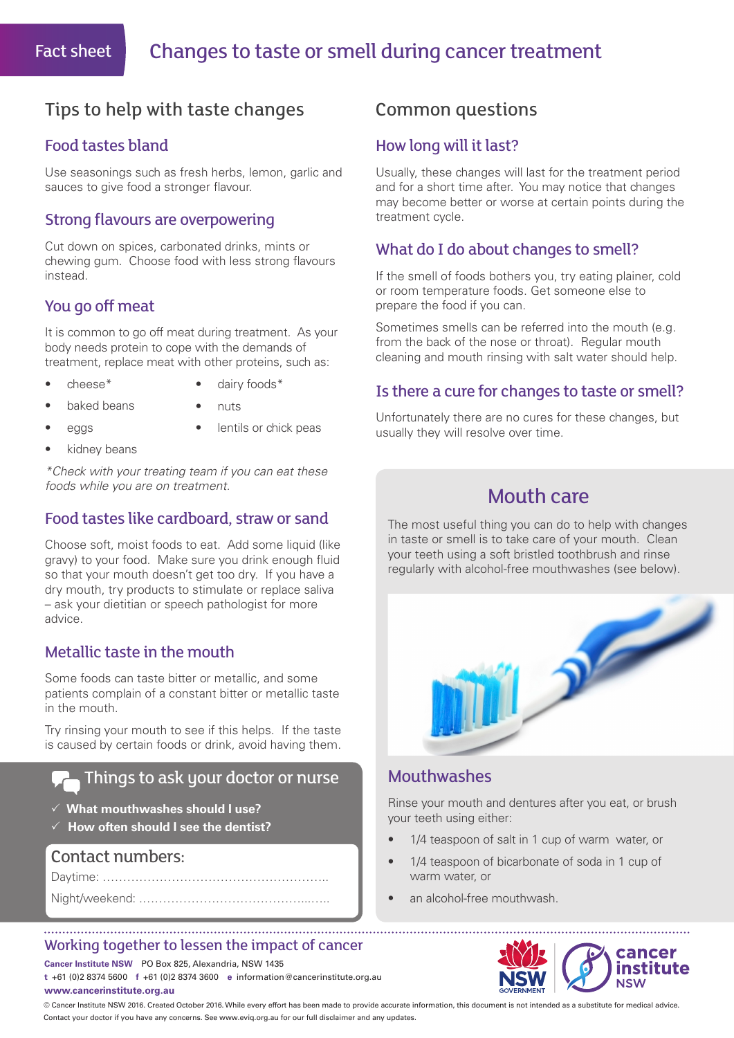Fact sheet

# Changes to taste or smell during cancer treatment

## Tips to help with taste changes

### Food tastes bland

Use seasonings such as fresh herbs, lemon, garlic and sauces to give food a stronger flavour.

### Strong flavours are overpowering

Cut down on spices, carbonated drinks, mints or chewing gum. Choose food with less strong flavours instead.

### You go off meat

It is common to go off meat during treatment. As your body needs protein to cope with the demands of treatment, replace meat with other proteins, such as:

- cheese*
- baked beans
- eggs
- kidney beans
- dairy foods*
- nuts
- lentils or chick peas

*\*Check with your treating team if you can eat these foods while you are on treatment.*

### Food tastes like cardboard, straw or sand

Choose soft, moist foods to eat. Add some liquid (like gravy) to your food. Make sure you drink enough fluid so that your mouth doesn't get too dry. If you have a dry mouth, try products to stimulate or replace saliva – ask your dietitian or speech pathologist for more advice.

### Metallic taste in the mouth

Some foods can taste bitter or metallic, and some patients complain of a constant bitter or metallic taste in the mouth.

Try rinsing your mouth to see if this helps. If the taste is caused by certain foods or drink, avoid having them.

### Things to ask your doctor or nurse

- ✓ **What mouthwashes should I use?**
- ✓ **How often should I see the dentist?**

**Contact numbers:**

Daytime: ………………………………………………...

Night/weekend: ……………………………………...…..

## Common questions

### How long will it last?

Usually, these changes will last for the treatment period and for a short time after. You may notice that changes may become better or worse at certain points during the treatment cycle.

### What do I do about changes to smell?

If the smell of foods bothers you, try eating plainer, cold or room temperature foods. Get someone else to prepare the food if you can.

Sometimes smells can be referred into the mouth (e.g. from the back of the nose or throat). Regular mouth cleaning and mouth rinsing with salt water should help.

### Is there a cure for changes to taste or smell?

Unfortunately there are no cures for these changes, but usually they will resolve over time.

## Mouth care

The most useful thing you can do to help with changes in taste or smell is to take care of your mouth. Clean your teeth using a soft bristled toothbrush and rinse regularly with alcohol-free mouthwashes (see below).

### Mouthwashes

Rinse your mouth and dentures after you eat, or brush your teeth using either:

- 1/4 teaspoon of salt in 1 cup of warm water, or
- 1/4 teaspoon of bicarbonate of soda in 1 cup of warm water, or
- an alcohol-free mouthwash.

---

## Working together to lessen the impact of cancer

**Cancer Institute NSW** PO Box 825, Alexandria, NSW 1435
t +61 (0)2 8374 5600 f +61 (0)2 8374 3600 e information@cancerinstitute.org.au
**www.cancerinstitute.org.au**

NSW GOVERNMENT | cancer institute NSW

© Cancer Institute NSW 2016. Created October 2016. While every effort has been made to provide accurate information, this document is not intended as a substitute for medical advice. Contact your doctor if you have any concerns. See www.eviq.org.au for our full disclaimer and any updates.